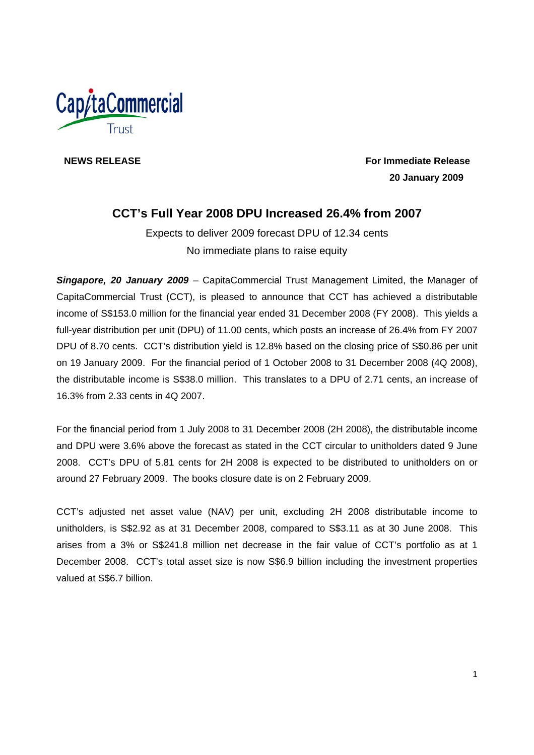**NEWS RELEASE**

**For Immediate Release**
**20 January 2009**

## CCT's Full Year 2008 DPU Increased 26.4% from 2007

Expects to deliver 2009 forecast DPU of 12.34 cents

No immediate plans to raise equity

***Singapore, 20 January 2009*** – CapitaCommercial Trust Management Limited, the Manager of CapitaCommercial Trust (CCT), is pleased to announce that CCT has achieved a distributable income of S$153.0 million for the financial year ended 31 December 2008 (FY 2008). This yields a full-year distribution per unit (DPU) of 11.00 cents, which posts an increase of 26.4% from FY 2007 DPU of 8.70 cents. CCT's distribution yield is 12.8% based on the closing price of S$0.86 per unit on 19 January 2009. For the financial period of 1 October 2008 to 31 December 2008 (4Q 2008), the distributable income is S$38.0 million. This translates to a DPU of 2.71 cents, an increase of 16.3% from 2.33 cents in 4Q 2007.

For the financial period from 1 July 2008 to 31 December 2008 (2H 2008), the distributable income and DPU were 3.6% above the forecast as stated in the CCT circular to unitholders dated 9 June 2008. CCT's DPU of 5.81 cents for 2H 2008 is expected to be distributed to unitholders on or around 27 February 2009. The books closure date is on 2 February 2009.

CCT's adjusted net asset value (NAV) per unit, excluding 2H 2008 distributable income to unitholders, is S$2.92 as at 31 December 2008, compared to S$3.11 as at 30 June 2008. This arises from a 3% or S$241.8 million net decrease in the fair value of CCT's portfolio as at 1 December 2008. CCT's total asset size is now S$6.9 billion including the investment properties valued at S$6.7 billion.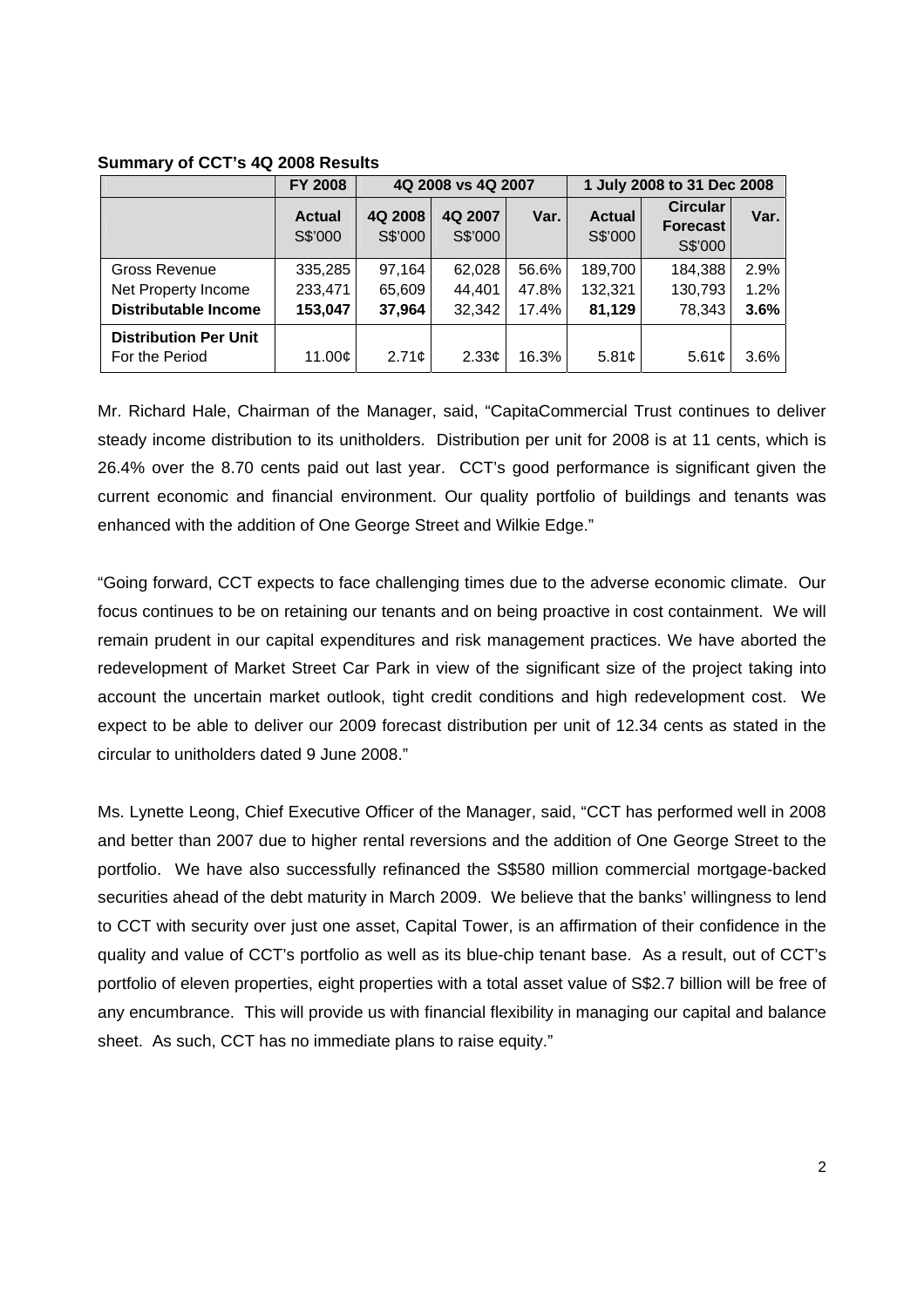**Summary of CCT's 4Q 2008 Results**

| | FY 2008 | 4Q 2008 vs 4Q 2007 | | | 1 July 2008 to 31 Dec 2008 | | |
|---|---|---|---|---|---|---|---|
| | **Actual** S$'000 | **4Q 2008** S$'000 | **4Q 2007** S$'000 | **Var.** | **Actual** S$'000 | **Circular Forecast** S$'000 | **Var.** |
| Gross Revenue | 335,285 | 97,164 | 62,028 | 56.6% | 189,700 | 184,388 | 2.9% |
| Net Property Income | 233,471 | 65,609 | 44,401 | 47.8% | 132,321 | 130,793 | 1.2% |
| **Distributable Income** | **153,047** | **37,964** | 32,342 | 17.4% | **81,129** | 78,343 | **3.6%** |
| **Distribution Per Unit** For the Period | 11.00¢ | 2.71¢ | 2.33¢ | 16.3% | 5.81¢ | 5.61¢ | 3.6% |

Mr. Richard Hale, Chairman of the Manager, said, "CapitaCommercial Trust continues to deliver steady income distribution to its unitholders. Distribution per unit for 2008 is at 11 cents, which is 26.4% over the 8.70 cents paid out last year. CCT's good performance is significant given the current economic and financial environment. Our quality portfolio of buildings and tenants was enhanced with the addition of One George Street and Wilkie Edge."

"Going forward, CCT expects to face challenging times due to the adverse economic climate. Our focus continues to be on retaining our tenants and on being proactive in cost containment. We will remain prudent in our capital expenditures and risk management practices. We have aborted the redevelopment of Market Street Car Park in view of the significant size of the project taking into account the uncertain market outlook, tight credit conditions and high redevelopment cost. We expect to be able to deliver our 2009 forecast distribution per unit of 12.34 cents as stated in the circular to unitholders dated 9 June 2008."

Ms. Lynette Leong, Chief Executive Officer of the Manager, said, "CCT has performed well in 2008 and better than 2007 due to higher rental reversions and the addition of One George Street to the portfolio. We have also successfully refinanced the S$580 million commercial mortgage-backed securities ahead of the debt maturity in March 2009. We believe that the banks' willingness to lend to CCT with security over just one asset, Capital Tower, is an affirmation of their confidence in the quality and value of CCT's portfolio as well as its blue-chip tenant base. As a result, out of CCT's portfolio of eleven properties, eight properties with a total asset value of S$2.7 billion will be free of any encumbrance. This will provide us with financial flexibility in managing our capital and balance sheet. As such, CCT has no immediate plans to raise equity."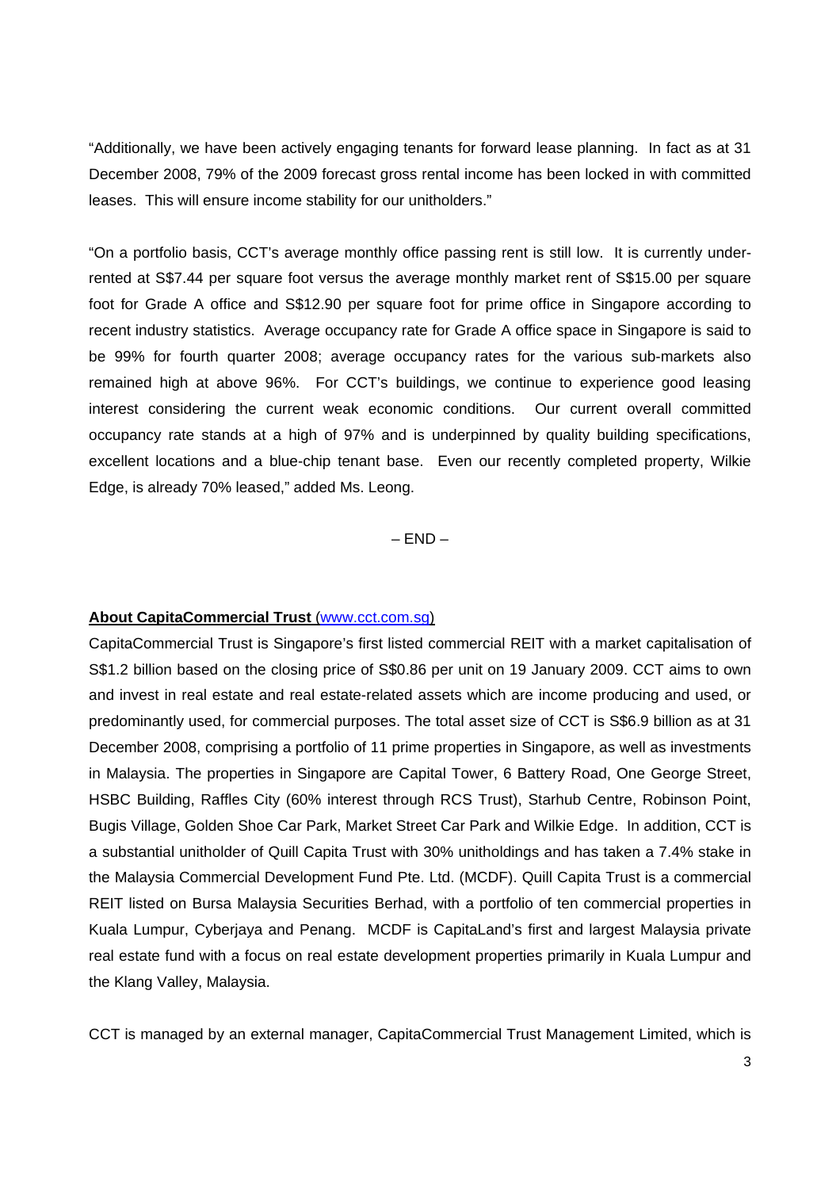"Additionally, we have been actively engaging tenants for forward lease planning. In fact as at 31 December 2008, 79% of the 2009 forecast gross rental income has been locked in with committed leases. This will ensure income stability for our unitholders."

"On a portfolio basis, CCT's average monthly office passing rent is still low. It is currently under-rented at S$7.44 per square foot versus the average monthly market rent of S$15.00 per square foot for Grade A office and S$12.90 per square foot for prime office in Singapore according to recent industry statistics. Average occupancy rate for Grade A office space in Singapore is said to be 99% for fourth quarter 2008; average occupancy rates for the various sub-markets also remained high at above 96%. For CCT's buildings, we continue to experience good leasing interest considering the current weak economic conditions. Our current overall committed occupancy rate stands at a high of 97% and is underpinned by quality building specifications, excellent locations and a blue-chip tenant base. Even our recently completed property, Wilkie Edge, is already 70% leased," added Ms. Leong.

– END –

**About CapitaCommercial Trust** (www.cct.com.sg)

CapitaCommercial Trust is Singapore's first listed commercial REIT with a market capitalisation of S$1.2 billion based on the closing price of S$0.86 per unit on 19 January 2009. CCT aims to own and invest in real estate and real estate-related assets which are income producing and used, or predominantly used, for commercial purposes. The total asset size of CCT is S$6.9 billion as at 31 December 2008, comprising a portfolio of 11 prime properties in Singapore, as well as investments in Malaysia. The properties in Singapore are Capital Tower, 6 Battery Road, One George Street, HSBC Building, Raffles City (60% interest through RCS Trust), Starhub Centre, Robinson Point, Bugis Village, Golden Shoe Car Park, Market Street Car Park and Wilkie Edge. In addition, CCT is a substantial unitholder of Quill Capita Trust with 30% unitholdings and has taken a 7.4% stake in the Malaysia Commercial Development Fund Pte. Ltd. (MCDF). Quill Capita Trust is a commercial REIT listed on Bursa Malaysia Securities Berhad, with a portfolio of ten commercial properties in Kuala Lumpur, Cyberjaya and Penang. MCDF is CapitaLand's first and largest Malaysia private real estate fund with a focus on real estate development properties primarily in Kuala Lumpur and the Klang Valley, Malaysia.

CCT is managed by an external manager, CapitaCommercial Trust Management Limited, which is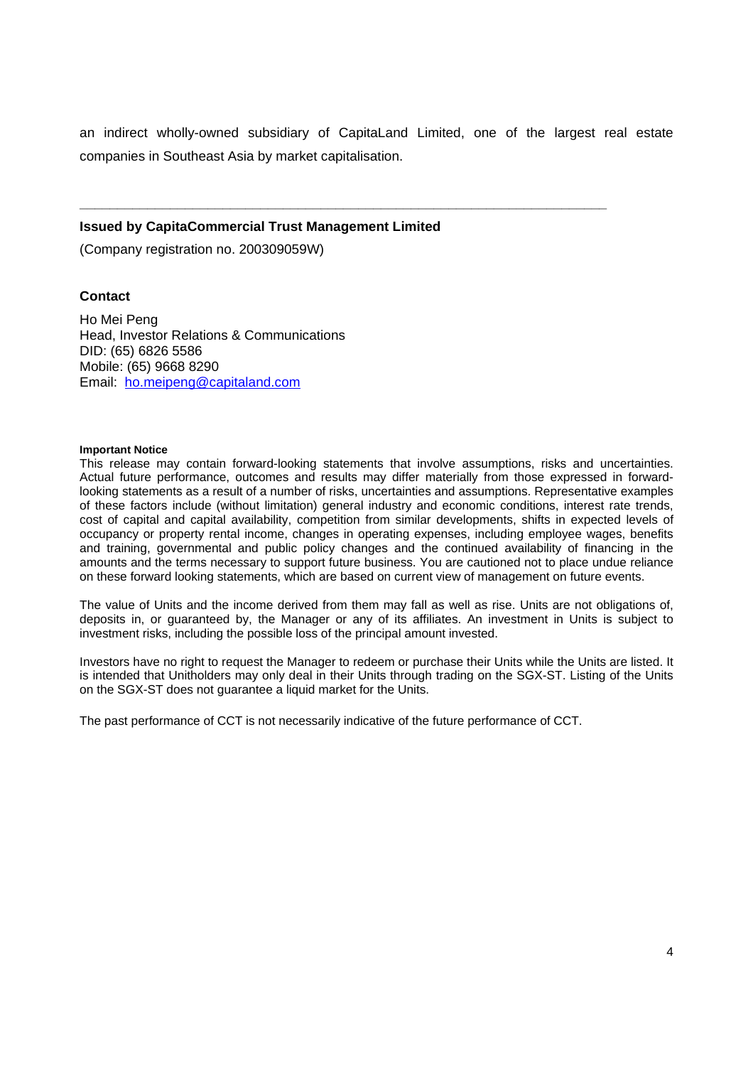an indirect wholly-owned subsidiary of CapitaLand Limited, one of the largest real estate companies in Southeast Asia by market capitalisation.

---

**Issued by CapitaCommercial Trust Management Limited**

(Company registration no. 200309059W)

**Contact**

Ho Mei Peng
Head, Investor Relations & Communications
DID: (65) 6826 5586
Mobile: (65) 9668 8290
Email: ho.meipeng@capitaland.com

**Important Notice**

This release may contain forward-looking statements that involve assumptions, risks and uncertainties. Actual future performance, outcomes and results may differ materially from those expressed in forward-looking statements as a result of a number of risks, uncertainties and assumptions. Representative examples of these factors include (without limitation) general industry and economic conditions, interest rate trends, cost of capital and capital availability, competition from similar developments, shifts in expected levels of occupancy or property rental income, changes in operating expenses, including employee wages, benefits and training, governmental and public policy changes and the continued availability of financing in the amounts and the terms necessary to support future business. You are cautioned not to place undue reliance on these forward looking statements, which are based on current view of management on future events.

The value of Units and the income derived from them may fall as well as rise. Units are not obligations of, deposits in, or guaranteed by, the Manager or any of its affiliates. An investment in Units is subject to investment risks, including the possible loss of the principal amount invested.

Investors have no right to request the Manager to redeem or purchase their Units while the Units are listed. It is intended that Unitholders may only deal in their Units through trading on the SGX-ST. Listing of the Units on the SGX-ST does not guarantee a liquid market for the Units.

The past performance of CCT is not necessarily indicative of the future performance of CCT.